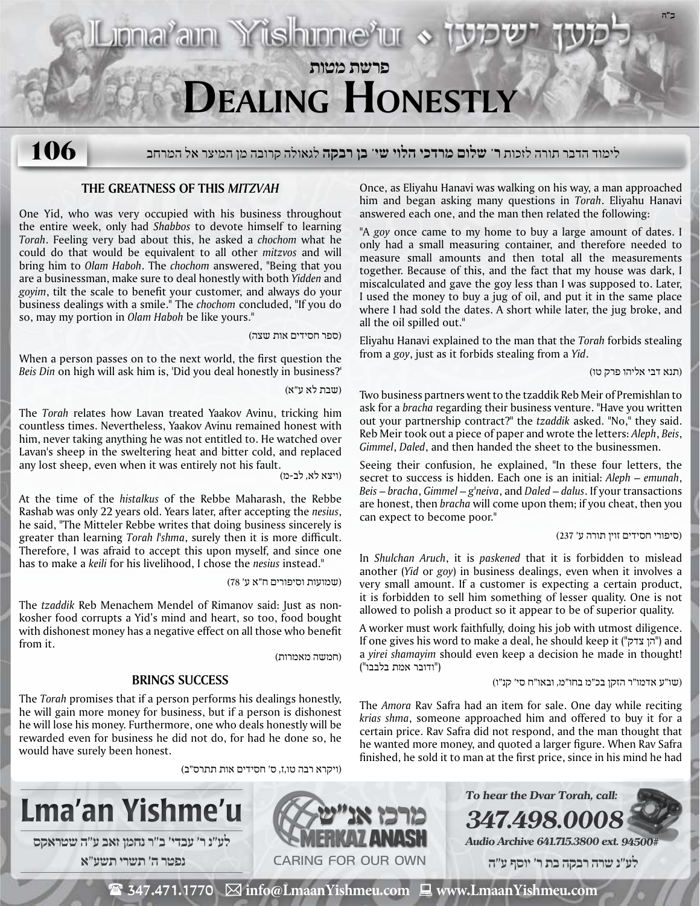# פרשת מטות

# Dealing Honestly

106

לימוד הדבר תורה לזכות ר' **שלום מרדכי הלוי שי' בן רבקה** לגאולה קרובה מן המיצר אל המרחב

## THE GREATNESS OF THIS *MITZVAH*

One Yid, who was very occupied with his business throughout the entire week, only had *Shabbos* to devote himself to learning *Torah*. Feeling very bad about this, he asked a *chochom* what he could do that would be equivalent to all other *mitzvos* and will bring him to *Olam Haboh*. The *chochom* answered, "Being that you are a businessman, make sure to deal honestly with both *Yidden* and *goyim*, tilt the scale to benefit your customer, and always do your business dealings with a smile." The *chochom* concluded, "If you do so, may my portion in *Olam Haboh* be like yours."

(ספר חסידים אות שצה)

When a person passes on to the next world, the first question the *Beis Din* on high will ask him is, 'Did you deal honestly in business?'

(שבת לא ע"א)

The *Torah* relates how Lavan treated Yaakov Avinu, tricking him countless times. Nevertheless, Yaakov Avinu remained honest with him, never taking anything he was not entitled to. He watched over Lavan's sheep in the sweltering heat and bitter cold, and replaced any lost sheep, even when it was entirely not his fault.

(ויצא לא, לב-מ)

At the time of the *histalkus* of the Rebbe Maharash, the Rebbe Rashab was only 22 years old. Years later, after accepting the *nesius*, he said, "The Mitteler Rebbe writes that doing business sincerely is greater than learning *Torah l'shma*, surely then it is more difficult. Therefore, I was afraid to accept this upon myself, and since one has to make a *keili* for his livelihood, I chose the *nesius* instead."

(שמועות וסיפורים ח"א ע' 78)

The *tzaddik* Reb Menachem Mendel of Rimanov said: Just as non-kosher food corrupts a Yid's mind and heart, so too, food bought with dishonest money has a negative effect on all those who benefit from it.

(חמשה מאמרות)

## BRINGS SUCCESS

The *Torah* promises that if a person performs his dealings honestly, he will gain more money for business, but if a person is dishonest he will lose his money. Furthermore, one who deals honestly will be rewarded even for business he did not do, for had he done so, he would have surely been honest.

(ויקרא רבה טו,ז, ס' חסידים אות תתרס"ב)

Once, as Eliyahu Hanavi was walking on his way, a man approached him and began asking many questions in *Torah*. Eliyahu Hanavi answered each one, and the man then related the following:

"A *goy* once came to my home to buy a large amount of dates. I only had a small measuring container, and therefore needed to measure small amounts and then total all the measurements together. Because of this, and the fact that my house was dark, I miscalculated and gave the goy less than I was supposed to. Later, I used the money to buy a jug of oil, and put it in the same place where I had sold the dates. A short while later, the jug broke, and all the oil spilled out."

Eliyahu Hanavi explained to the man that the *Torah* forbids stealing from a *goy*, just as it forbids stealing from a *Yid*.

(תנא דבי אליהו פרק טו)

Two business partners went to the tzaddik Reb Meir of Premishlan to ask for a *bracha* regarding their business venture. "Have you written out your partnership contract?" the *tzaddik* asked. "No," they said. Reb Meir took out a piece of paper and wrote the letters: *Aleph*, *Beis*, *Gimmel*, *Daled*, and then handed the sheet to the businessmen.

Seeing their confusion, he explained, "In these four letters, the secret to success is hidden. Each one is an initial: *Aleph – emunah*, *Beis – bracha*, *Gimmel – g'neiva*, and *Daled – dalus*. If your transactions are honest, then *bracha* will come upon them; if you cheat, then you can expect to become poor."

(סיפורי חסידים זוין תורה ע' 237)

In *Shulchan Aruch*, it is *paskened* that it is forbidden to mislead another (*Yid* or *goy*) in business dealings, even when it involves a very small amount. If a customer is expecting a certain product, it is forbidden to sell him something of lesser quality. One is not allowed to polish a product so it appear to be of superior quality.

A worker must work faithfully, doing his job with utmost diligence. If one gives his word to make a deal, he should keep it ("הן צדק") and a *yirei shamayim* should even keep a decision he made in thought! ("ודובר אמת בלבבו")

(שו"ע אדמו"ר הזקן בכ"מ בחו"מ, ובאו"ח סי' קנ"ו)

The *Amora* Rav Safra had an item for sale. One day while reciting *krias shma*, someone approached him and offered to buy it for a certain price. Rav Safra did not respond, and the man thought that he wanted more money, and quoted a larger figure. When Rav Safra finished, he sold it to man at the first price, since in his mind he had

**Lma'an Yishme'u**

לע"נ ר' עבדי' ב"ר נחמן זאב ע"ה שטראקס
נפטר ה' תשרי תשע"א

מרכז אנ"ש MERKAZ ANASH CARING FOR OUR OWN

*To hear the Dvar Torah, call:*
***347.498.0008***
*Audio Archive 641.715.3800 ext. 94500#*

לע"נ שרה רבקה בת ר' יוסף ע"ה

347.471.1770 info@LmaanYishmeu.com www.LmaanYishmeu.com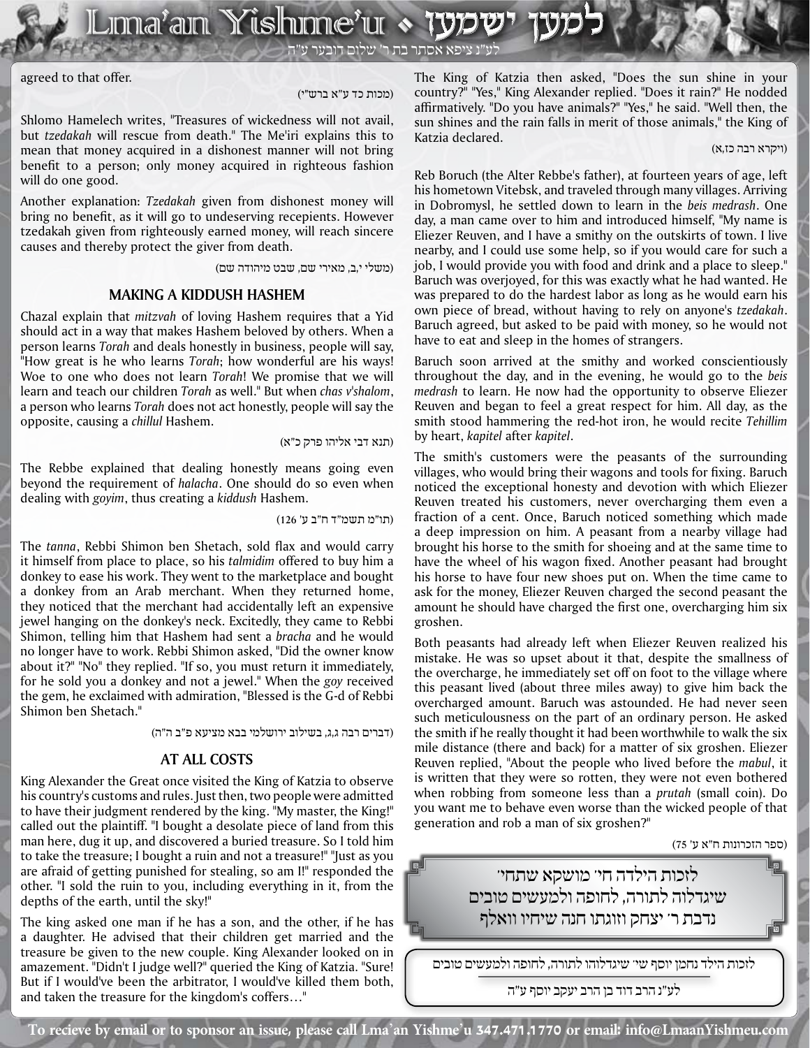agreed to that offer.

(מכות כד ע"א ברש"י)

Shlomo Hamelech writes, "Treasures of wickedness will not avail, but *tzedakah* will rescue from death." The Me'iri explains this to mean that money acquired in a dishonest manner will not bring benefit to a person; only money acquired in righteous fashion will do one good.

Another explanation: *Tzedakah* given from dishonest money will bring no benefit, as it will go to undeserving recepients. However tzedakah given from righteously earned money, will reach sincere causes and thereby protect the giver from death.

(משלי י,ב, מאירי שם, שבט מיהודה שם)

## MAKING A KIDDUSH HASHEM

Chazal explain that *mitzvah* of loving Hashem requires that a Yid should act in a way that makes Hashem beloved by others. When a person learns *Torah* and deals honestly in business, people will say, "How great is he who learns *Torah*; how wonderful are his ways! Woe to one who does not learn *Torah*! We promise that we will learn and teach our children *Torah* as well." But when *chas v'shalom*, a person who learns *Torah* does not act honestly, people will say the opposite, causing a *chillul* Hashem.

(תנא דבי אליהו פרק כ"א)

The Rebbe explained that dealing honestly means going even beyond the requirement of *halacha*. One should do so even when dealing with *goyim*, thus creating a *kiddush* Hashem.

(תו"מ תשמ"ד ח"ב ע' 126)

The *tanna*, Rebbi Shimon ben Shetach, sold flax and would carry it himself from place to place, so his *talmidim* offered to buy him a donkey to ease his work. They went to the marketplace and bought a donkey from an Arab merchant. When they returned home, they noticed that the merchant had accidentally left an expensive jewel hanging on the donkey's neck. Excitedly, they came to Rebbi Shimon, telling him that Hashem had sent a *bracha* and he would no longer have to work. Rebbi Shimon asked, "Did the owner know about it?" "No" they replied. "If so, you must return it immediately, for he sold you a donkey and not a jewel." When the *goy* received the gem, he exclaimed with admiration, "Blessed is the G-d of Rebbi Shimon ben Shetach."

(דברים רבה ג,ג, בשילוב ירושלמי בבא מציעא פ"ב ה"ה)

## AT ALL COSTS

King Alexander the Great once visited the King of Katzia to observe his country's customs and rules. Just then, two people were admitted to have their judgment rendered by the king. "My master, the King!" called out the plaintiff. "I bought a desolate piece of land from this man here, dug it up, and discovered a buried treasure. So I told him to take the treasure; I bought a ruin and not a treasure!" "Just as you are afraid of getting punished for stealing, so am I!" responded the other. "I sold the ruin to you, including everything in it, from the depths of the earth, until the sky!"

The king asked one man if he has a son, and the other, if he has a daughter. He advised that their children get married and the treasure be given to the new couple. King Alexander looked on in amazement. "Didn't I judge well?" queried the King of Katzia. "Sure! But if I would've been the arbitrator, I would've killed them both, and taken the treasure for the kingdom's coffers…"

The King of Katzia then asked, "Does the sun shine in your country?" "Yes," King Alexander replied. "Does it rain?" He nodded affirmatively. "Do you have animals?" "Yes," he said. "Well then, the sun shines and the rain falls in merit of those animals," the King of Katzia declared.

(ויקרא רבה כז,א)

Reb Boruch (the Alter Rebbe's father), at fourteen years of age, left his hometown Vitebsk, and traveled through many villages. Arriving in Dobromysl, he settled down to learn in the *beis medrash*. One day, a man came over to him and introduced himself, "My name is Eliezer Reuven, and I have a smithy on the outskirts of town. I live nearby, and I could use some help, so if you would care for such a job, I would provide you with food and drink and a place to sleep." Baruch was overjoyed, for this was exactly what he had wanted. He was prepared to do the hardest labor as long as he would earn his own piece of bread, without having to rely on anyone's *tzedakah*. Baruch agreed, but asked to be paid with money, so he would not have to eat and sleep in the homes of strangers.

Baruch soon arrived at the smithy and worked conscientiously throughout the day, and in the evening, he would go to the *beis medrash* to learn. He now had the opportunity to observe Eliezer Reuven and began to feel a great respect for him. All day, as the smith stood hammering the red-hot iron, he would recite *Tehillim* by heart, *kapitel* after *kapitel*.

The smith's customers were the peasants of the surrounding villages, who would bring their wagons and tools for fixing. Baruch noticed the exceptional honesty and devotion with which Eliezer Reuven treated his customers, never overcharging them even a fraction of a cent. Once, Baruch noticed something which made a deep impression on him. A peasant from a nearby village had brought his horse to the smith for shoeing and at the same time to have the wheel of his wagon fixed. Another peasant had brought his horse to have four new shoes put on. When the time came to ask for the money, Eliezer Reuven charged the second peasant the amount he should have charged the first one, overcharging him six groshen.

Both peasants had already left when Eliezer Reuven realized his mistake. He was so upset about it that, despite the smallness of the overcharge, he immediately set off on foot to the village where this peasant lived (about three miles away) to give him back the overcharged amount. Baruch was astounded. He had never seen such meticulousness on the part of an ordinary person. He asked the smith if he really thought it had been worthwhile to walk the six mile distance (there and back) for a matter of six groshen. Eliezer Reuven replied, "About the people who lived before the *mabul*, it is written that they were so rotten, they were not even bothered when robbing from someone less than a *prutah* (small coin). Do you want me to behave even worse than the wicked people of that generation and rob a man of six groshen?"

(ספר הזכרונות ח"א ע' 75)

לזכות הילדה חי' מושקא שתחי'
שיגדלוה לתורה, לחופה ולמעשים טובים
נדבת ר' יצחק וזוגתו חנה שיחיו וואלף

לזכות הילד נחמן יוסף שי' שיגדלוהו לתורה, לחופה ולמעשים טובים

לע"נ הרב דוד בן הרב יעקב יוסף ע"ה